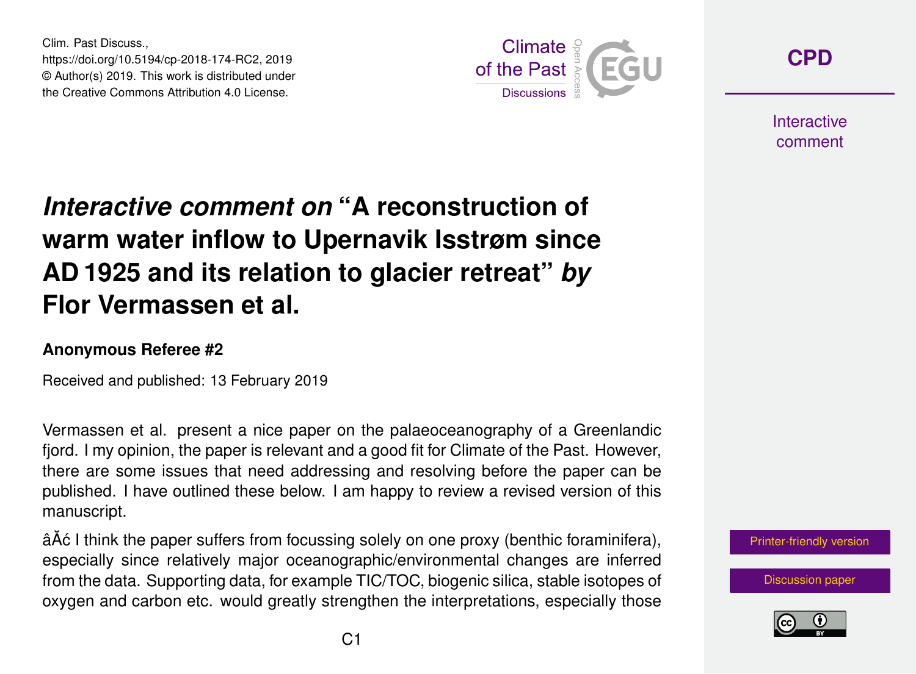# *Interactive comment on* "A reconstruction of warm water inflow to Upernavik Isstrøm since AD 1925 and its relation to glacier retreat" *by* Flor Vermassen et al.

**Anonymous Referee #2**

Received and published: 13 February 2019

Vermassen et al. present a nice paper on the palaeoceanography of a Greenlandic fjord. I my opinion, the paper is relevant and a good fit for Climate of the Past. However, there are some issues that need addressing and resolving before the paper can be published. I have outlined these below. I am happy to review a revised version of this manuscript.

âĂć I think the paper suffers from focussing solely on one proxy (benthic foraminifera), especially since relatively major oceanographic/environmental changes are inferred from the data. Supporting data, for example TIC/TOC, biogenic silica, stable isotopes of oxygen and carbon etc. would greatly strengthen the interpretations, especially those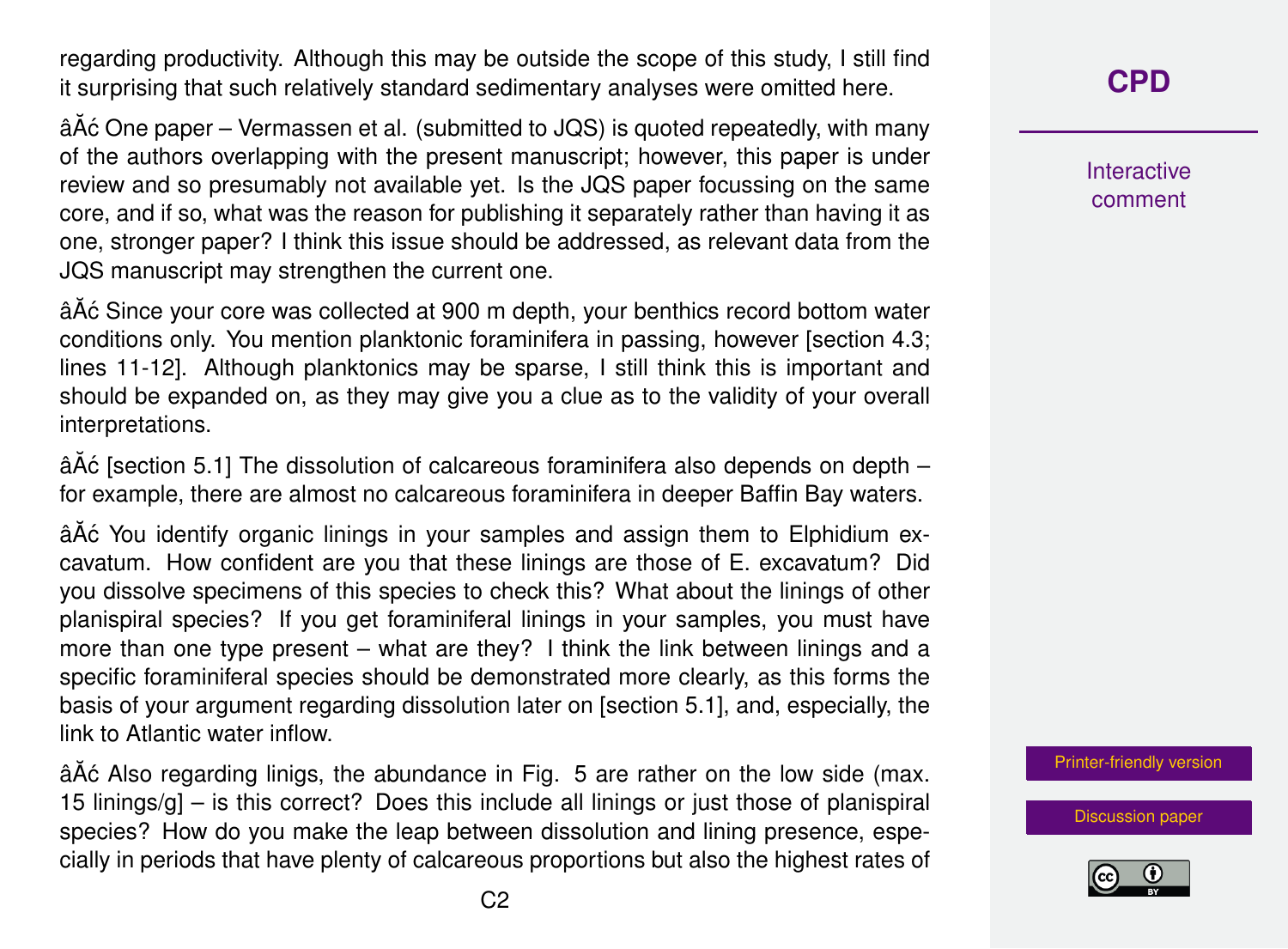regarding productivity. Although this may be outside the scope of this study, I still find it surprising that such relatively standard sedimentary analyses were omitted here.

âĂć One paper – Vermassen et al. (submitted to JQS) is quoted repeatedly, with many of the authors overlapping with the present manuscript; however, this paper is under review and so presumably not available yet. Is the JQS paper focussing on the same core, and if so, what was the reason for publishing it separately rather than having it as one, stronger paper? I think this issue should be addressed, as relevant data from the JQS manuscript may strengthen the current one.

âĂć Since your core was collected at 900 m depth, your benthics record bottom water conditions only. You mention planktonic foraminifera in passing, however [section 4.3; lines 11-12]. Although planktonics may be sparse, I still think this is important and should be expanded on, as they may give you a clue as to the validity of your overall interpretations.

âĂć [section 5.1] The dissolution of calcareous foraminifera also depends on depth – for example, there are almost no calcareous foraminifera in deeper Baffin Bay waters.

âĂć You identify organic linings in your samples and assign them to Elphidium excavatum. How confident are you that these linings are those of E. excavatum? Did you dissolve specimens of this species to check this? What about the linings of other planispiral species? If you get foraminiferal linings in your samples, you must have more than one type present – what are they? I think the link between linings and a specific foraminiferal species should be demonstrated more clearly, as this forms the basis of your argument regarding dissolution later on [section 5.1], and, especially, the link to Atlantic water inflow.

âĂć Also regarding linigs, the abundance in Fig. 5 are rather on the low side (max. 15 linings/g] – is this correct? Does this include all linings or just those of planispiral species? How do you make the leap between dissolution and lining presence, especially in periods that have plenty of calcareous proportions but also the highest rates of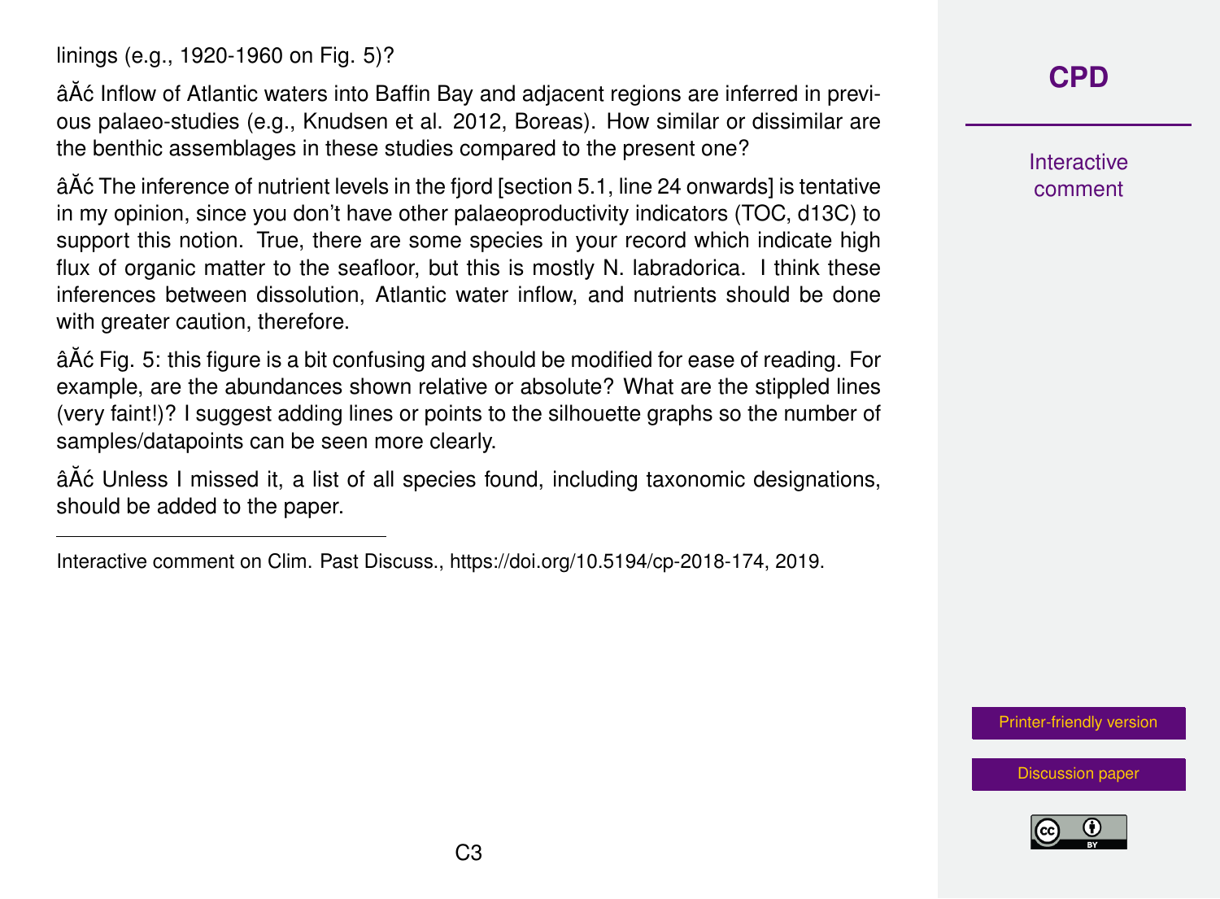linings (e.g., 1920-1960 on Fig. 5)?

âĂć Inflow of Atlantic waters into Baffin Bay and adjacent regions are inferred in previous palaeo-studies (e.g., Knudsen et al. 2012, Boreas). How similar or dissimilar are the benthic assemblages in these studies compared to the present one?

âĂć The inference of nutrient levels in the fjord [section 5.1, line 24 onwards] is tentative in my opinion, since you don't have other palaeoproductivity indicators (TOC, d13C) to support this notion. True, there are some species in your record which indicate high flux of organic matter to the seafloor, but this is mostly N. labradorica. I think these inferences between dissolution, Atlantic water inflow, and nutrients should be done with greater caution, therefore.

âĂć Fig. 5: this figure is a bit confusing and should be modified for ease of reading. For example, are the abundances shown relative or absolute? What are the stippled lines (very faint!)? I suggest adding lines or points to the silhouette graphs so the number of samples/datapoints can be seen more clearly.

âĂć Unless I missed it, a list of all species found, including taxonomic designations, should be added to the paper.

---

Interactive comment on Clim. Past Discuss., https://doi.org/10.5194/cp-2018-174, 2019.